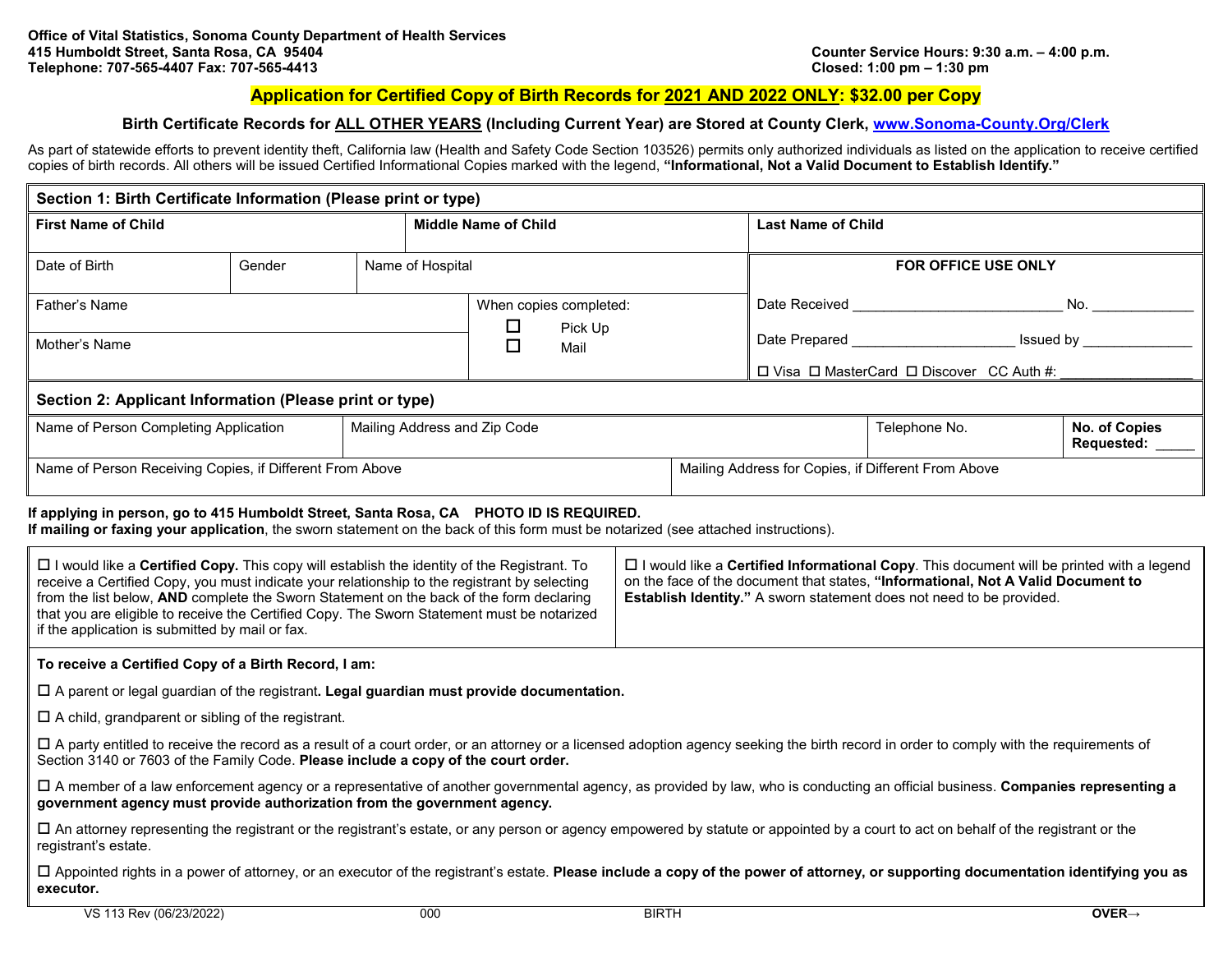**Office of Vital Statistics, Sonoma County Department of Health Services**
**415 Humboldt Street, Santa Rosa, CA 95404**
**Telephone: 707-565-4407 Fax: 707-565-4413**

**Counter Service Hours: 9:30 a.m. – 4:00 p.m.**
**Closed: 1:00 pm – 1:30 pm**

# Application for Certified Copy of Birth Records for 2021 AND 2022 ONLY: $32.00 per Copy

**Birth Certificate Records for ALL OTHER YEARS (Including Current Year) are Stored at County Clerk, www.Sonoma-County.Org/Clerk**

As part of statewide efforts to prevent identity theft, California law (Health and Safety Code Section 103526) permits only authorized individuals as listed on the application to receive certified copies of birth records. All others will be issued Certified Informational Copies marked with the legend, **"Informational, Not a Valid Document to Establish Identify."**

## Section 1: Birth Certificate Information (Please print or type)

| First Name of Child | | Middle Name of Child | Last Name of Child |
|---|---|---|---|
| Date of Birth | Gender | Name of Hospital | **FOR OFFICE USE ONLY** |
| Father's Name | | When copies completed: ☐ Pick Up ☐ Mail | Date Received ____________ No. ______ |
| Mother's Name | | | Date Prepared ____________ Issued by ______ |
| | | | ☐ Visa ☐ MasterCard ☐ Discover CC Auth #: ________ |

## Section 2: Applicant Information (Please print or type)

| Name of Person Completing Application | Mailing Address and Zip Code | Telephone No. | **No. of Copies Requested:** _____ |
|---|---|---|---|
| Name of Person Receiving Copies, if Different From Above | Mailing Address for Copies, if Different From Above | | |

**If applying in person, go to 415 Humboldt Street, Santa Rosa, CA PHOTO ID IS REQUIRED.**
**If mailing or faxing your application**, the sworn statement on the back of this form must be notarized (see attached instructions).

☐ I would like a **Certified Copy.** This copy will establish the identity of the Registrant. To receive a Certified Copy, you must indicate your relationship to the registrant by selecting from the list below, **AND** complete the Sworn Statement on the back of the form declaring that you are eligible to receive the Certified Copy. The Sworn Statement must be notarized if the application is submitted by mail or fax.

☐ I would like a **Certified Informational Copy**. This document will be printed with a legend on the face of the document that states, **"Informational, Not A Valid Document to Establish Identity."** A sworn statement does not need to be provided.

**To receive a Certified Copy of a Birth Record, I am:**

☐ A parent or legal guardian of the registrant**. Legal guardian must provide documentation.**

☐ A child, grandparent or sibling of the registrant.

☐ A party entitled to receive the record as a result of a court order, or an attorney or a licensed adoption agency seeking the birth record in order to comply with the requirements of Section 3140 or 7603 of the Family Code. **Please include a copy of the court order.**

☐ A member of a law enforcement agency or a representative of another governmental agency, as provided by law, who is conducting an official business. **Companies representing a government agency must provide authorization from the government agency.**

☐ An attorney representing the registrant or the registrant's estate, or any person or agency empowered by statute or appointed by a court to act on behalf of the registrant or the registrant's estate.

☐ Appointed rights in a power of attorney, or an executor of the registrant's estate. **Please include a copy of the power of attorney, or supporting documentation identifying you as executor.**

VS 113 Rev (06/23/2022) 000 BIRTH **OVER→**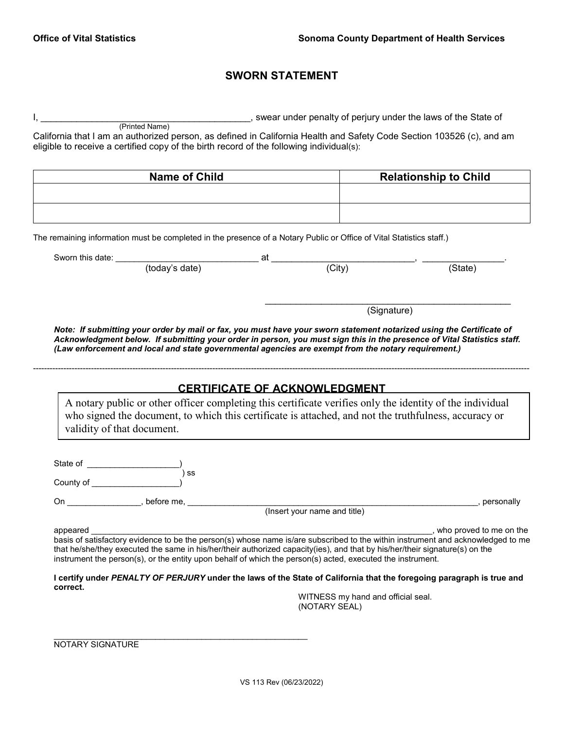Office of Vital Statistics — Sonoma County Department of Health Services

# SWORN STATEMENT

I, ________________________________________, swear under penalty of perjury under the laws of the State of
(Printed Name)
California that I am an authorized person, as defined in California Health and Safety Code Section 103526 (c), and am eligible to receive a certified copy of the birth record of the following individual(s):

| Name of Child | Relationship to Child |
|---|---|
| | |
| | |

The remaining information must be completed in the presence of a Notary Public or Office of Vital Statistics staff.)

Sworn this date: _____________________________ at ____________________________, ________________.
(today's date) (City) (State)

_______________________________________________
(Signature)

***Note: If submitting your order by mail or fax, you must have your sworn statement notarized using the Certificate of Acknowledgment below. If submitting your order in person, you must sign this in the presence of Vital Statistics staff. (Law enforcement and local and state governmental agencies are exempt from the notary requirement.)***

---

## CERTIFICATE OF ACKNOWLEDGMENT

A notary public or other officer completing this certificate verifies only the identity of the individual who signed the document, to which this certificate is attached, and not the truthfulness, accuracy or validity of that document.

State of ____________________)
) ss
County of ___________________)

On ________________, before me, ____________________________________________________________________, personally
(Insert your name and title)

appeared ______________________________________________________________________________, who proved to me on the basis of satisfactory evidence to be the person(s) whose name is/are subscribed to the within instrument and acknowledged to me that he/she/they executed the same in his/her/their authorized capacity(ies), and that by his/her/their signature(s) on the instrument the person(s), or the entity upon behalf of which the person(s) acted, executed the instrument.

**I certify under *PENALTY OF PERJURY* under the laws of the State of California that the foregoing paragraph is true and correct.**

WITNESS my hand and official seal.
(NOTARY SEAL)

_____________________________________________________
NOTARY SIGNATURE

VS 113 Rev (06/23/2022)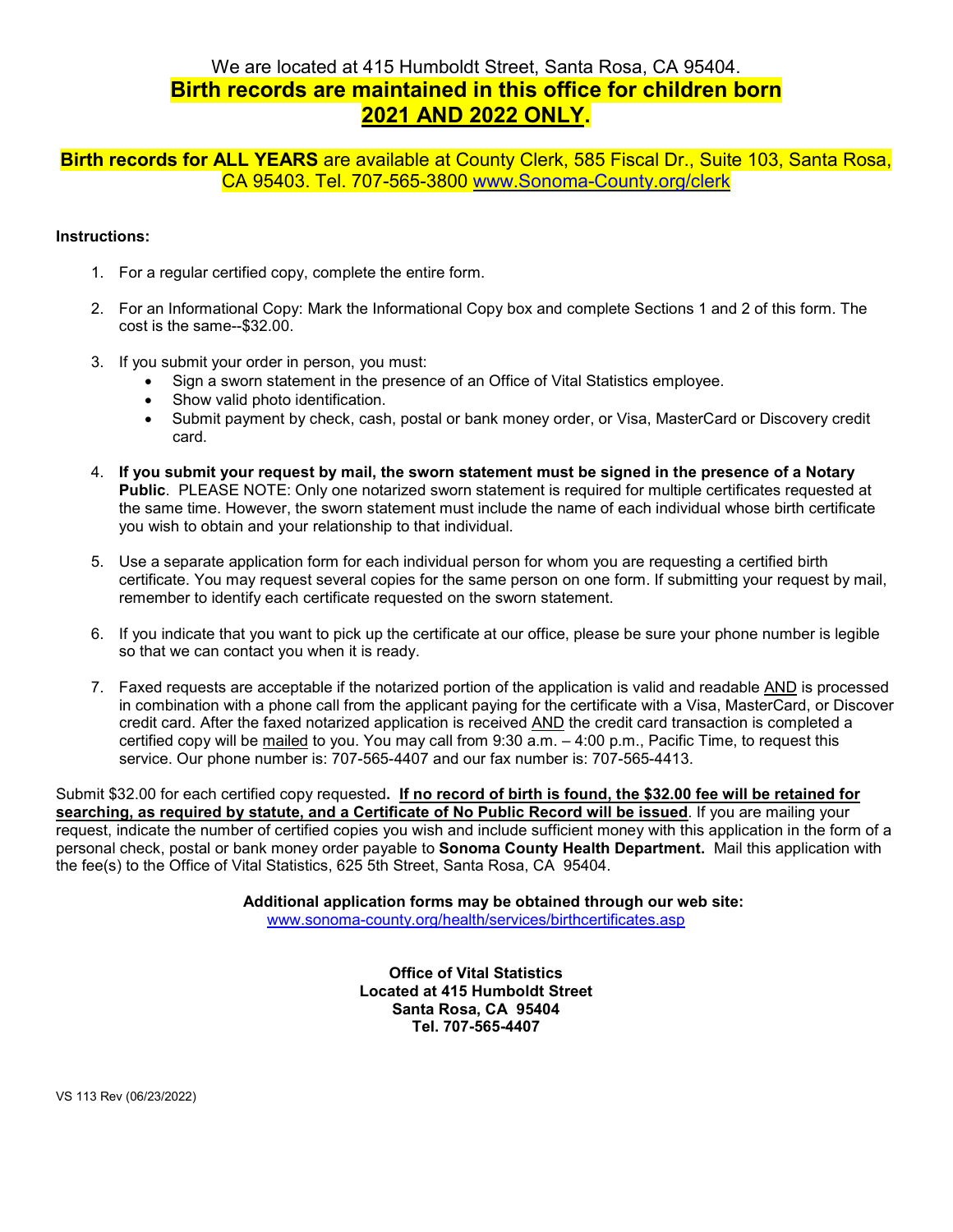We are located at 415 Humboldt Street, Santa Rosa, CA 95404.

**Birth records are maintained in this office for children born**
**2021 AND 2022 ONLY.**

**Birth records for ALL YEARS** are available at County Clerk, 585 Fiscal Dr., Suite 103, Santa Rosa, CA 95403. Tel. 707-565-3800 www.Sonoma-County.org/clerk

**Instructions:**

1. For a regular certified copy, complete the entire form.

2. For an Informational Copy: Mark the Informational Copy box and complete Sections 1 and 2 of this form. The cost is the same--$32.00.

3. If you submit your order in person, you must:
   - Sign a sworn statement in the presence of an Office of Vital Statistics employee.
   - Show valid photo identification.
   - Submit payment by check, cash, postal or bank money order, or Visa, MasterCard or Discovery credit card.

4. **If you submit your request by mail, the sworn statement must be signed in the presence of a Notary Public**. PLEASE NOTE: Only one notarized sworn statement is required for multiple certificates requested at the same time. However, the sworn statement must include the name of each individual whose birth certificate you wish to obtain and your relationship to that individual.

5. Use a separate application form for each individual person for whom you are requesting a certified birth certificate. You may request several copies for the same person on one form. If submitting your request by mail, remember to identify each certificate requested on the sworn statement.

6. If you indicate that you want to pick up the certificate at our office, please be sure your phone number is legible so that we can contact you when it is ready.

7. Faxed requests are acceptable if the notarized portion of the application is valid and readable AND is processed in combination with a phone call from the applicant paying for the certificate with a Visa, MasterCard, or Discover credit card. After the faxed notarized application is received AND the credit card transaction is completed a certified copy will be mailed to you. You may call from 9:30 a.m. – 4:00 p.m., Pacific Time, to request this service. Our phone number is: 707-565-4407 and our fax number is: 707-565-4413.

Submit $32.00 for each certified copy requested**. If no record of birth is found, the $32.00 fee will be retained for searching, as required by statute, and a Certificate of No Public Record will be issued**. If you are mailing your request, indicate the number of certified copies you wish and include sufficient money with this application in the form of a personal check, postal or bank money order payable to **Sonoma County Health Department.** Mail this application with the fee(s) to the Office of Vital Statistics, 625 5th Street, Santa Rosa, CA 95404.

**Additional application forms may be obtained through our web site:**
www.sonoma-county.org/health/services/birthcertificates.asp

**Office of Vital Statistics**
**Located at 415 Humboldt Street**
**Santa Rosa, CA 95404**
**Tel. 707-565-4407**

VS 113 Rev (06/23/2022)